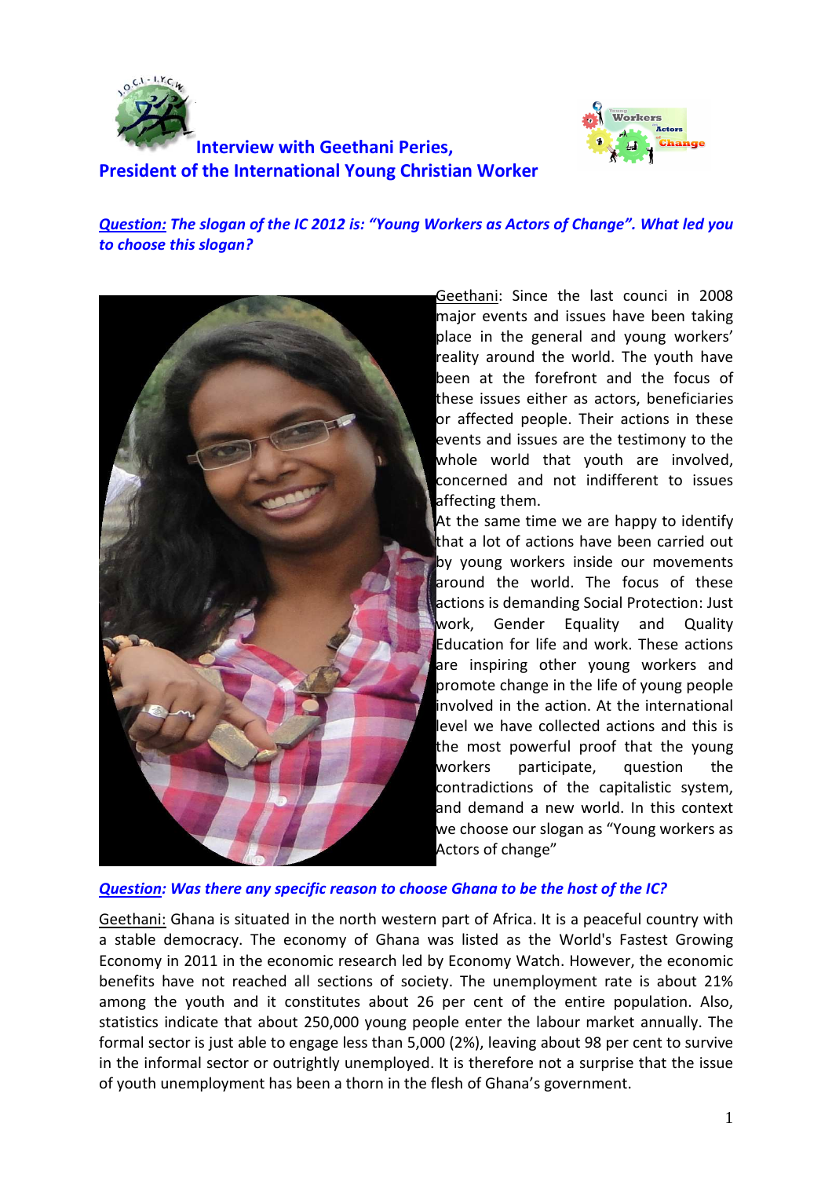# Interview with Geethani Peries, President of the International Young Christian Worker

***Question:** The slogan of the IC 2012 is: "Young Workers as Actors of Change". What led you to choose this slogan?*

Geethani: Since the last counci in 2008 major events and issues have been taking place in the general and young workers' reality around the world. The youth have been at the forefront and the focus of these issues either as actors, beneficiaries or affected people. Their actions in these events and issues are the testimony to the whole world that youth are involved, concerned and not indifferent to issues affecting them.

At the same time we are happy to identify that a lot of actions have been carried out by young workers inside our movements around the world. The focus of these actions is demanding Social Protection: Just work, Gender Equality and Quality Education for life and work. These actions are inspiring other young workers and promote change in the life of young people involved in the action. At the international level we have collected actions and this is the most powerful proof that the young workers participate, question the contradictions of the capitalistic system, and demand a new world. In this context we choose our slogan as "Young workers as Actors of change"

***Question:** Was there any specific reason to choose Ghana to be the host of the IC?*

Geethani: Ghana is situated in the north western part of Africa. It is a peaceful country with a stable democracy. The economy of Ghana was listed as the World's Fastest Growing Economy in 2011 in the economic research led by Economy Watch. However, the economic benefits have not reached all sections of society. The unemployment rate is about 21% among the youth and it constitutes about 26 per cent of the entire population. Also, statistics indicate that about 250,000 young people enter the labour market annually. The formal sector is just able to engage less than 5,000 (2%), leaving about 98 per cent to survive in the informal sector or outrightly unemployed. It is therefore not a surprise that the issue of youth unemployment has been a thorn in the flesh of Ghana's government.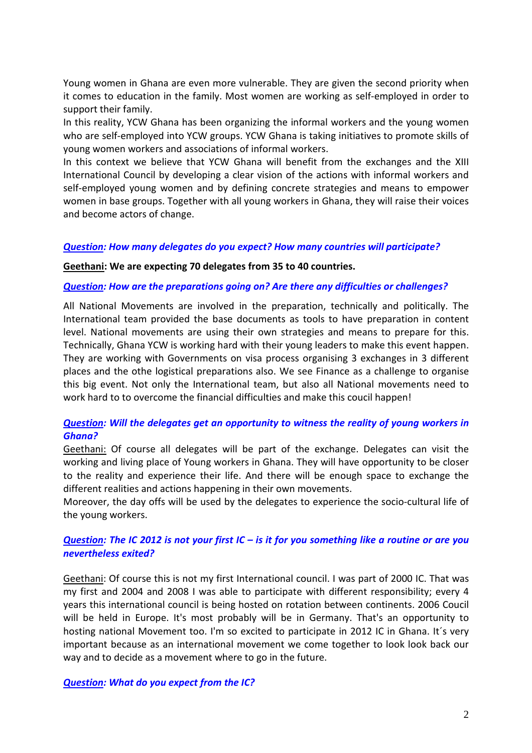Young women in Ghana are even more vulnerable. They are given the second priority when it comes to education in the family. Most women are working as self-employed in order to support their family.
In this reality, YCW Ghana has been organizing the informal workers and the young women who are self-employed into YCW groups. YCW Ghana is taking initiatives to promote skills of young women workers and associations of informal workers.
In this context we believe that YCW Ghana will benefit from the exchanges and the XIII International Council by developing a clear vision of the actions with informal workers and self-employed young women and by defining concrete strategies and means to empower women in base groups. Together with all young workers in Ghana, they will raise their voices and become actors of change.

***<u>Question</u>: How many delegates do you expect? How many countries will participate?***

**<u>Geethani</u>: We are expecting 70 delegates from 35 to 40 countries.**

***<u>Question</u>: How are the preparations going on? Are there any difficulties or challenges?***

All National Movements are involved in the preparation, technically and politically. The International team provided the base documents as tools to have preparation in content level. National movements are using their own strategies and means to prepare for this. Technically, Ghana YCW is working hard with their young leaders to make this event happen. They are working with Governments on visa process organising 3 exchanges in 3 different places and the othe logistical preparations also. We see Finance as a challenge to organise this big event. Not only the International team, but also all National movements need to work hard to to overcome the financial difficulties and make this coucil happen!

***<u>Question</u>: Will the delegates get an opportunity to witness the reality of young workers in Ghana?***

<u>Geethani:</u> Of course all delegates will be part of the exchange. Delegates can visit the working and living place of Young workers in Ghana. They will have opportunity to be closer to the reality and experience their life. And there will be enough space to exchange the different realities and actions happening in their own movements.
Moreover, the day offs will be used by the delegates to experience the socio-cultural life of the young workers.

***<u>Question</u>: The IC 2012 is not your first IC – is it for you something like a routine or are you nevertheless exited?***

<u>Geethani</u>: Of course this is not my first International council. I was part of 2000 IC. That was my first and 2004 and 2008 I was able to participate with different responsibility; every 4 years this international council is being hosted on rotation between continents. 2006 Coucil will be held in Europe. It's most probably will be in Germany. That's an opportunity to hosting national Movement too. I'm so excited to participate in 2012 IC in Ghana. It´s very important because as an international movement we come together to look look back our way and to decide as a movement where to go in the future.

***<u>Question</u>: What do you expect from the IC?***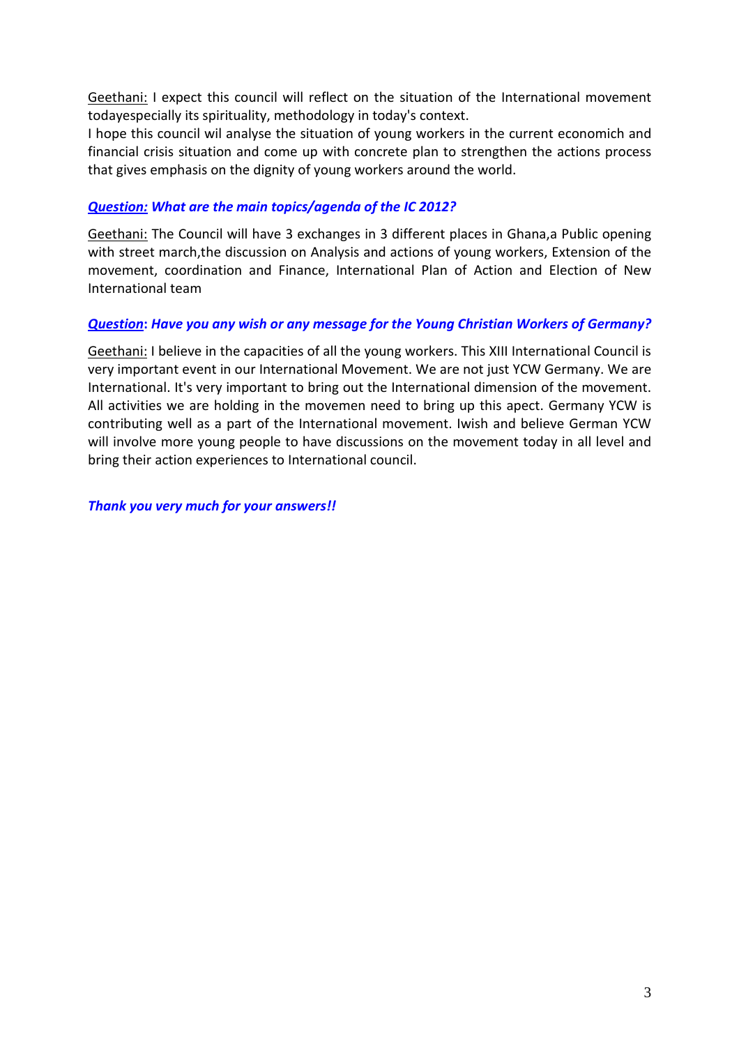Geethani: I expect this council will reflect on the situation of the International movement todayespecially its spirituality, methodology in today's context.

I hope this council wil analyse the situation of young workers in the current economich and financial crisis situation and come up with concrete plan to strengthen the actions process that gives emphasis on the dignity of young workers around the world.

***Question:* What are the main topics/agenda of the IC 2012?**

Geethani: The Council will have 3 exchanges in 3 different places in Ghana,a Public opening with street march,the discussion on Analysis and actions of young workers, Extension of the movement, coordination and Finance, International Plan of Action and Election of New International team

***Question*: Have you any wish or any message for the Young Christian Workers of Germany?**

Geethani: I believe in the capacities of all the young workers. This XIII International Council is very important event in our International Movement. We are not just YCW Germany. We are International. It's very important to bring out the International dimension of the movement. All activities we are holding in the movemen need to bring up this apect. Germany YCW is contributing well as a part of the International movement. Iwish and believe German YCW will involve more young people to have discussions on the movement today in all level and bring their action experiences to International council.

***Thank you very much for your answers!!***